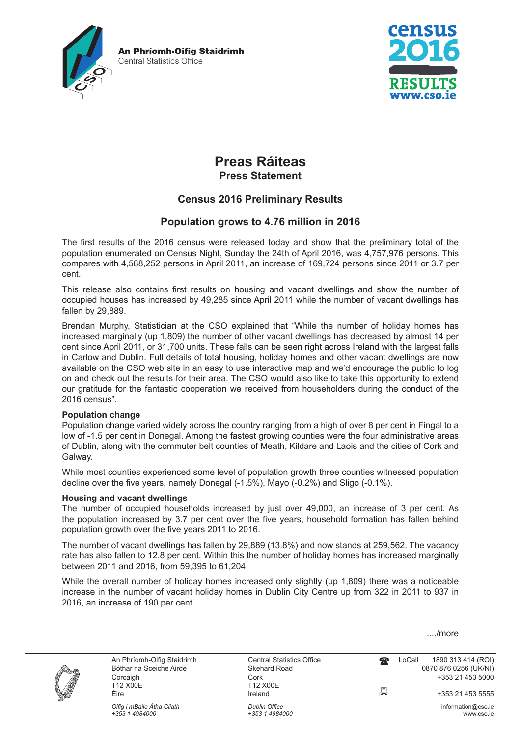An Phríomh-Oifig Staidrimh
Central Statistics Office

census 2016 RESULTS www.cso.ie

# Preas Ráiteas
## Press Statement

## Census 2016 Preliminary Results

## Population grows to 4.76 million in 2016

The first results of the 2016 census were released today and show that the preliminary total of the population enumerated on Census Night, Sunday the 24th of April 2016, was 4,757,976 persons. This compares with 4,588,252 persons in April 2011, an increase of 169,724 persons since 2011 or 3.7 per cent.

This release also contains first results on housing and vacant dwellings and show the number of occupied houses has increased by 49,285 since April 2011 while the number of vacant dwellings has fallen by 29,889.

Brendan Murphy, Statistician at the CSO explained that "While the number of holiday homes has increased marginally (up 1,809) the number of other vacant dwellings has decreased by almost 14 per cent since April 2011, or 31,700 units. These falls can be seen right across Ireland with the largest falls in Carlow and Dublin. Full details of total housing, holiday homes and other vacant dwellings are now available on the CSO web site in an easy to use interactive map and we'd encourage the public to log on and check out the results for their area. The CSO would also like to take this opportunity to extend our gratitude for the fantastic cooperation we received from householders during the conduct of the 2016 census".

**Population change**
Population change varied widely across the country ranging from a high of over 8 per cent in Fingal to a low of -1.5 per cent in Donegal. Among the fastest growing counties were the four administrative areas of Dublin, along with the commuter belt counties of Meath, Kildare and Laois and the cities of Cork and Galway.

While most counties experienced some level of population growth three counties witnessed population decline over the five years, namely Donegal (-1.5%), Mayo (-0.2%) and Sligo (-0.1%).

**Housing and vacant dwellings**
The number of occupied households increased by just over 49,000, an increase of 3 per cent. As the population increased by 3.7 per cent over the five years, household formation has fallen behind population growth over the five years 2011 to 2016.

The number of vacant dwellings has fallen by 29,889 (13.8%) and now stands at 259,562. The vacancy rate has also fallen to 12.8 per cent. Within this the number of holiday homes has increased marginally between 2011 and 2016, from 59,395 to 61,204.

While the overall number of holiday homes increased only slightly (up 1,809) there was a noticeable increase in the number of vacant holiday homes in Dublin City Centre up from 322 in 2011 to 937 in 2016, an increase of 190 per cent.

..../more

An Phríomh-Oifig Staidrimh
Bóthar na Sceiche Airde
Corcaigh
T12 X00E
Éire

*Oifig i mBaile Átha Cliath*
*+353 1 4984000*

Central Statistics Office
Skehard Road
Cork
T12 X00E
Ireland

*Dublin Office*
*+353 1 4984000*

LoCall 1890 313 414 (ROI)
0870 876 0256 (UK/NI)
+353 21 453 5000

+353 21 453 5555

information@cso.ie
www.cso.ie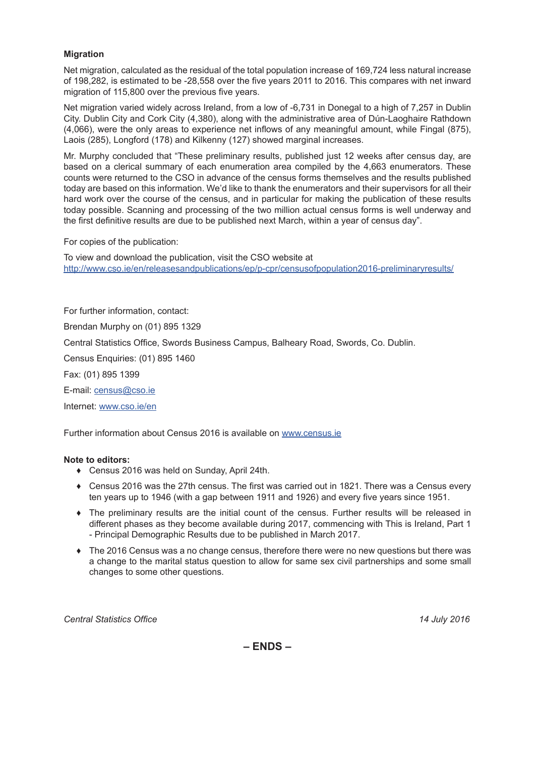**Migration**

Net migration, calculated as the residual of the total population increase of 169,724 less natural increase of 198,282, is estimated to be -28,558 over the five years 2011 to 2016. This compares with net inward migration of 115,800 over the previous five years.

Net migration varied widely across Ireland, from a low of -6,731 in Donegal to a high of 7,257 in Dublin City. Dublin City and Cork City (4,380), along with the administrative area of Dún-Laoghaire Rathdown (4,066), were the only areas to experience net inflows of any meaningful amount, while Fingal (875), Laois (285), Longford (178) and Kilkenny (127) showed marginal increases.

Mr. Murphy concluded that “These preliminary results, published just 12 weeks after census day, are based on a clerical summary of each enumeration area compiled by the 4,663 enumerators. These counts were returned to the CSO in advance of the census forms themselves and the results published today are based on this information. We’d like to thank the enumerators and their supervisors for all their hard work over the course of the census, and in particular for making the publication of these results today possible. Scanning and processing of the two million actual census forms is well underway and the first definitive results are due to be published next March, within a year of census day”.

For copies of the publication:

To view and download the publication, visit the CSO website at
http://www.cso.ie/en/releasesandpublications/ep/p-cpr/censusofpopulation2016-preliminaryresults/

For further information, contact:

Brendan Murphy on (01) 895 1329

Central Statistics Office, Swords Business Campus, Balheary Road, Swords, Co. Dublin.

Census Enquiries: (01) 895 1460

Fax: (01) 895 1399

E-mail: census@cso.ie

Internet: www.cso.ie/en

Further information about Census 2016 is available on www.census.ie

**Note to editors:**

- Census 2016 was held on Sunday, April 24th.
- Census 2016 was the 27th census. The first was carried out in 1821. There was a Census every ten years up to 1946 (with a gap between 1911 and 1926) and every five years since 1951.
- The preliminary results are the initial count of the census. Further results will be released in different phases as they become available during 2017, commencing with This is Ireland, Part 1 - Principal Demographic Results due to be published in March 2017.
- The 2016 Census was a no change census, therefore there were no new questions but there was a change to the marital status question to allow for same sex civil partnerships and some small changes to some other questions.

*Central Statistics Office* *14 July 2016*

**– ENDS –**